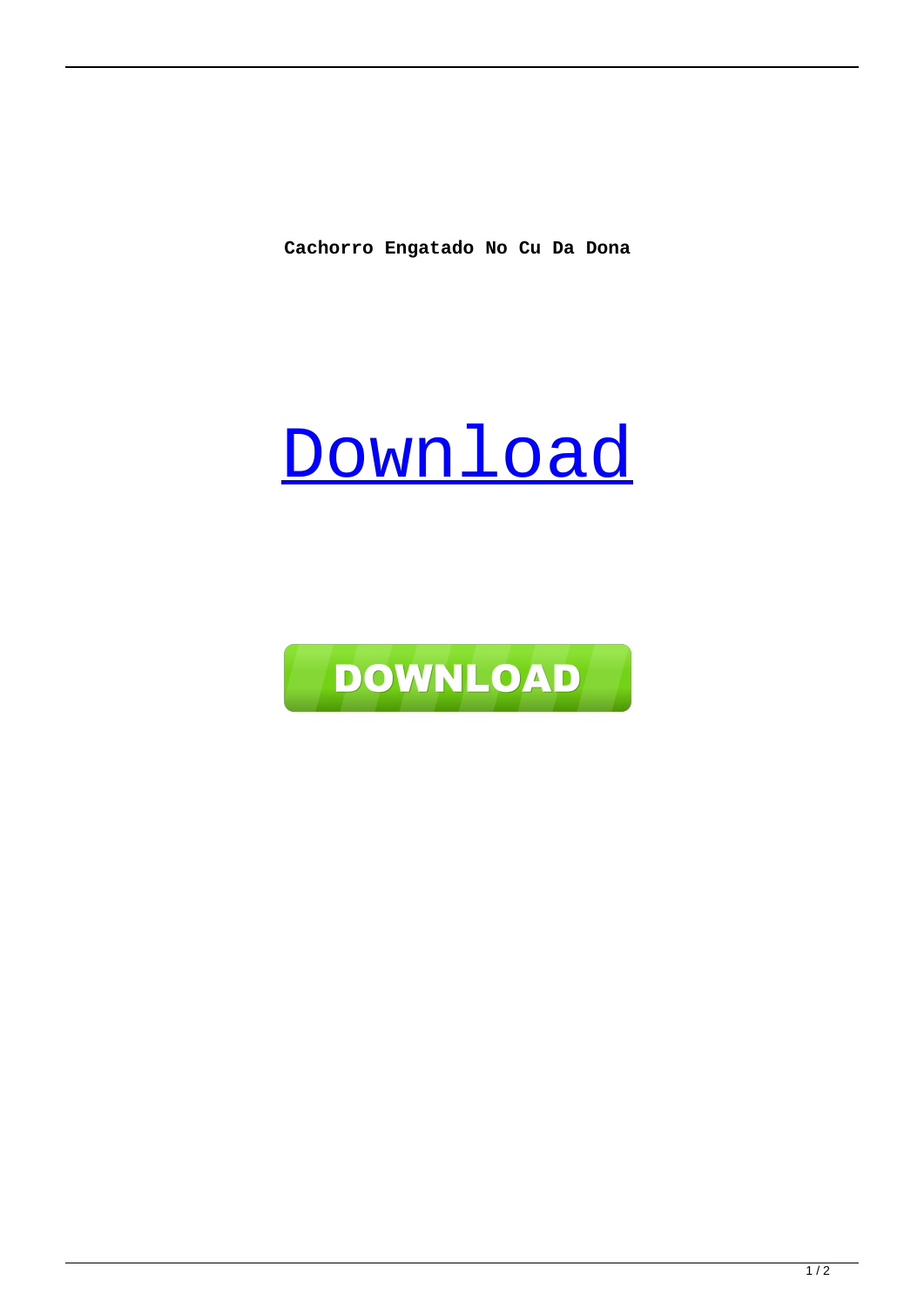**Cachorro Engatado No Cu Da Dona**

[Download]

DOWNLOAD